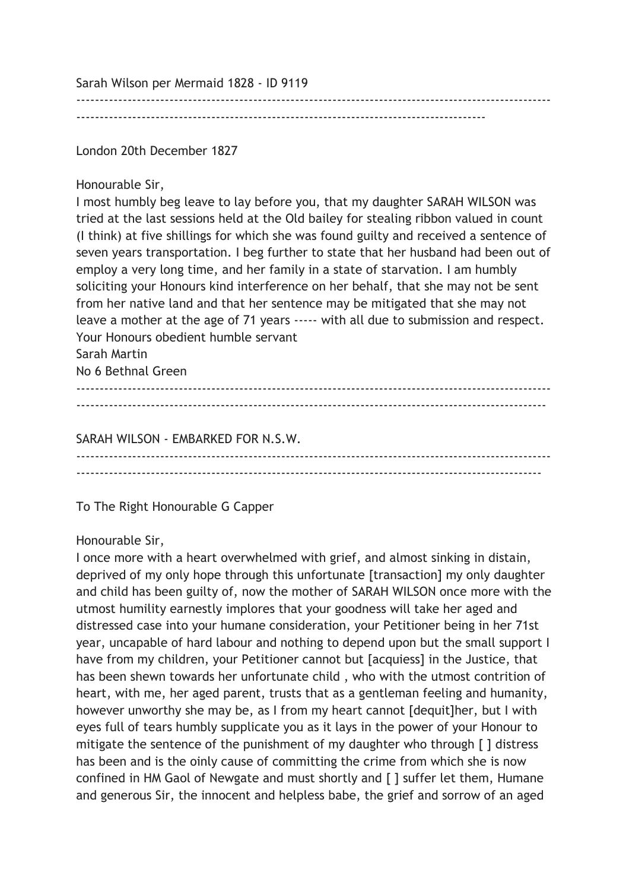Sarah Wilson per Mermaid 1828 - ID 9119

---

London 20th December 1827

Honourable Sir,

I most humbly beg leave to lay before you, that my daughter SARAH WILSON was tried at the last sessions held at the Old bailey for stealing ribbon valued in count (I think) at five shillings for which she was found guilty and received a sentence of seven years transportation. I beg further to state that her husband had been out of employ a very long time, and her family in a state of starvation. I am humbly soliciting your Honours kind interference on her behalf, that she may not be sent from her native land and that her sentence may be mitigated that she may not leave a mother at the age of 71 years ----- with all due to submission and respect.

Your Honours obedient humble servant

Sarah Martin

No 6 Bethnal Green

---

SARAH WILSON - EMBARKED FOR N.S.W.

---

To The Right Honourable G Capper

Honourable Sir,

I once more with a heart overwhelmed with grief, and almost sinking in distain, deprived of my only hope through this unfortunate [transaction] my only daughter and child has been guilty of, now the mother of SARAH WILSON once more with the utmost humility earnestly implores that your goodness will take her aged and distressed case into your humane consideration, your Petitioner being in her 71st year, uncapable of hard labour and nothing to depend upon but the small support I have from my children, your Petitioner cannot but [acquiess] in the Justice, that has been shewn towards her unfortunate child , who with the utmost contrition of heart, with me, her aged parent, trusts that as a gentleman feeling and humanity, however unworthy she may be, as I from my heart cannot [dequit]her, but I with eyes full of tears humbly supplicate you as it lays in the power of your Honour to mitigate the sentence of the punishment of my daughter who through [ ] distress has been and is the oinly cause of committing the crime from which she is now confined in HM Gaol of Newgate and must shortly and [ ] suffer let them, Humane and generous Sir, the innocent and helpless babe, the grief and sorrow of an aged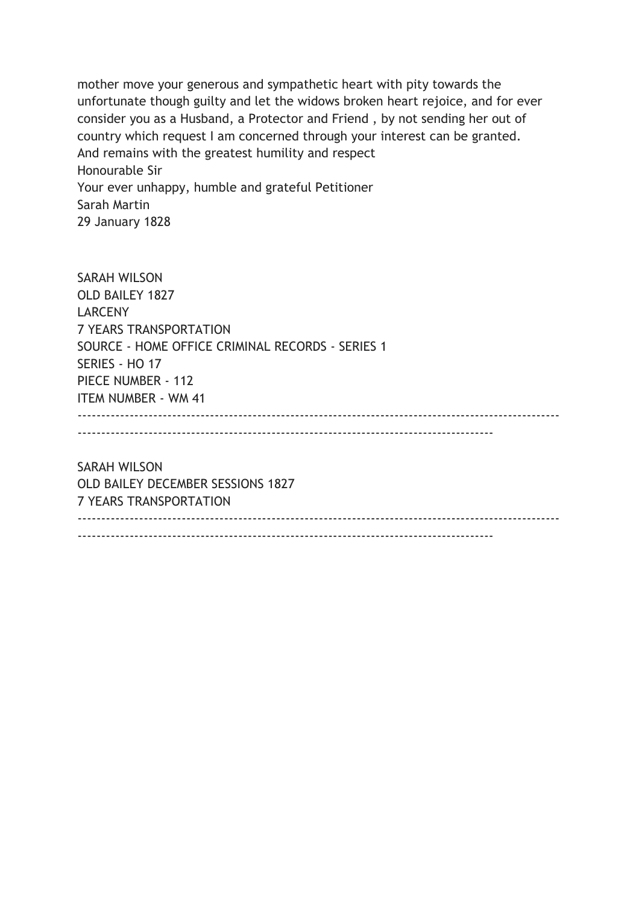mother move your generous and sympathetic heart with pity towards the unfortunate though guilty and let the widows broken heart rejoice, and for ever consider you as a Husband, a Protector and Friend , by not sending her out of country which request I am concerned through your interest can be granted.
And remains with the greatest humility and respect
Honourable Sir
Your ever unhappy, humble and grateful Petitioner
Sarah Martin
29 January 1828

SARAH WILSON
OLD BAILEY 1827
LARCENY
7 YEARS TRANSPORTATION
SOURCE - HOME OFFICE CRIMINAL RECORDS - SERIES 1
SERIES - HO 17
PIECE NUMBER - 112
ITEM NUMBER - WM 41

---

SARAH WILSON
OLD BAILEY DECEMBER SESSIONS 1827
7 YEARS TRANSPORTATION

---